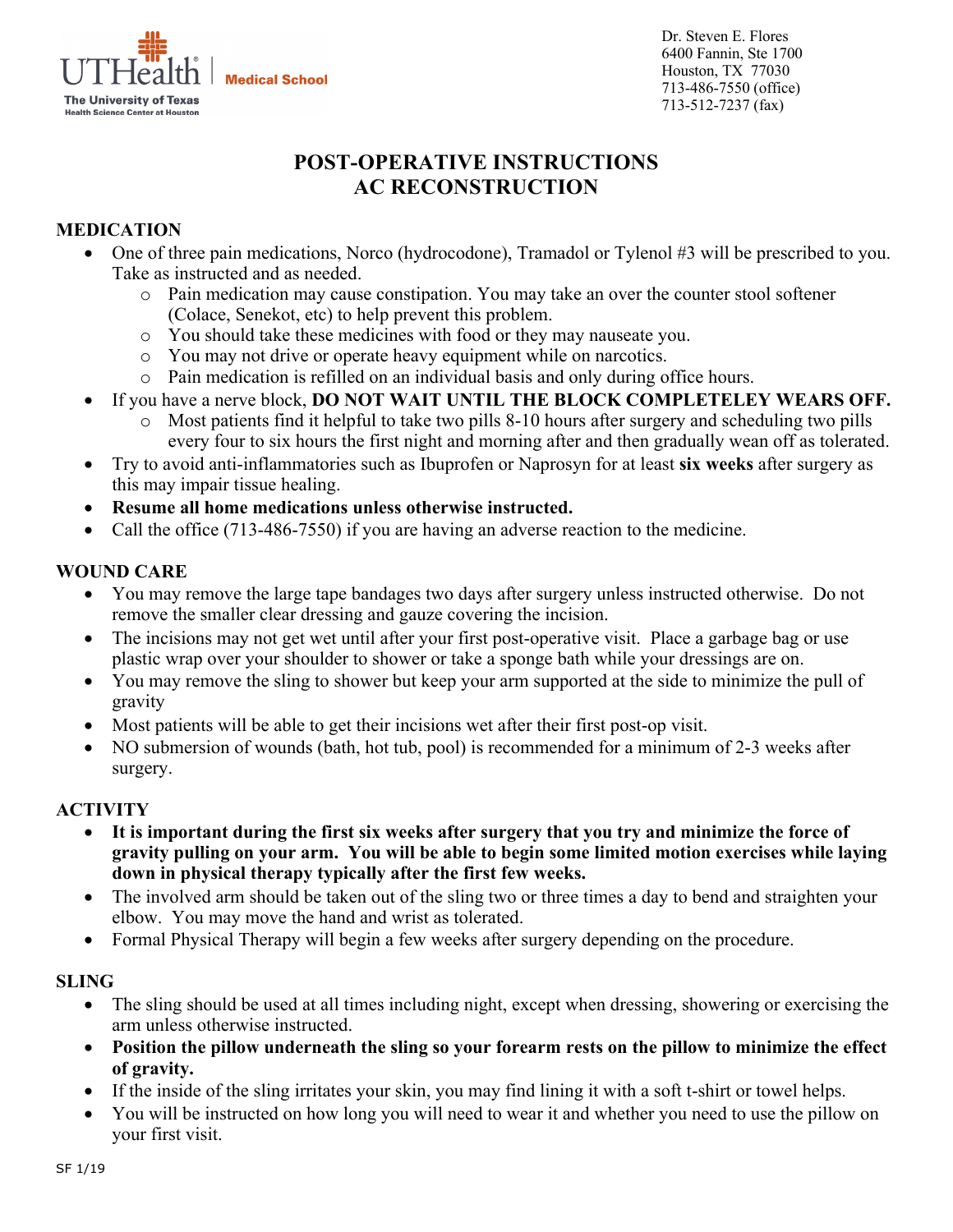UTHealth | Medical School
The University of Texas Health Science Center at Houston

Dr. Steven E. Flores
6400 Fannin, Ste 1700
Houston, TX 77030
713-486-7550 (office)
713-512-7237 (fax)

# POST-OPERATIVE INSTRUCTIONS
# AC RECONSTRUCTION

## MEDICATION

- One of three pain medications, Norco (hydrocodone), Tramadol or Tylenol #3 will be prescribed to you. Take as instructed and as needed.
  - Pain medication may cause constipation. You may take an over the counter stool softener (Colace, Senekot, etc) to help prevent this problem.
  - You should take these medicines with food or they may nauseate you.
  - You may not drive or operate heavy equipment while on narcotics.
  - Pain medication is refilled on an individual basis and only during office hours.
- If you have a nerve block, **DO NOT WAIT UNTIL THE BLOCK COMPLETELEY WEARS OFF.**
  - Most patients find it helpful to take two pills 8-10 hours after surgery and scheduling two pills every four to six hours the first night and morning after and then gradually wean off as tolerated.
- Try to avoid anti-inflammatories such as Ibuprofen or Naprosyn for at least **six weeks** after surgery as this may impair tissue healing.
- **Resume all home medications unless otherwise instructed.**
- Call the office (713-486-7550) if you are having an adverse reaction to the medicine.

## WOUND CARE

- You may remove the large tape bandages two days after surgery unless instructed otherwise. Do not remove the smaller clear dressing and gauze covering the incision.
- The incisions may not get wet until after your first post-operative visit. Place a garbage bag or use plastic wrap over your shoulder to shower or take a sponge bath while your dressings are on.
- You may remove the sling to shower but keep your arm supported at the side to minimize the pull of gravity
- Most patients will be able to get their incisions wet after their first post-op visit.
- NO submersion of wounds (bath, hot tub, pool) is recommended for a minimum of 2-3 weeks after surgery.

## ACTIVITY

- **It is important during the first six weeks after surgery that you try and minimize the force of gravity pulling on your arm. You will be able to begin some limited motion exercises while laying down in physical therapy typically after the first few weeks.**
- The involved arm should be taken out of the sling two or three times a day to bend and straighten your elbow. You may move the hand and wrist as tolerated.
- Formal Physical Therapy will begin a few weeks after surgery depending on the procedure.

## SLING

- The sling should be used at all times including night, except when dressing, showering or exercising the arm unless otherwise instructed.
- **Position the pillow underneath the sling so your forearm rests on the pillow to minimize the effect of gravity.**
- If the inside of the sling irritates your skin, you may find lining it with a soft t-shirt or towel helps.
- You will be instructed on how long you will need to wear it and whether you need to use the pillow on your first visit.

SF 1/19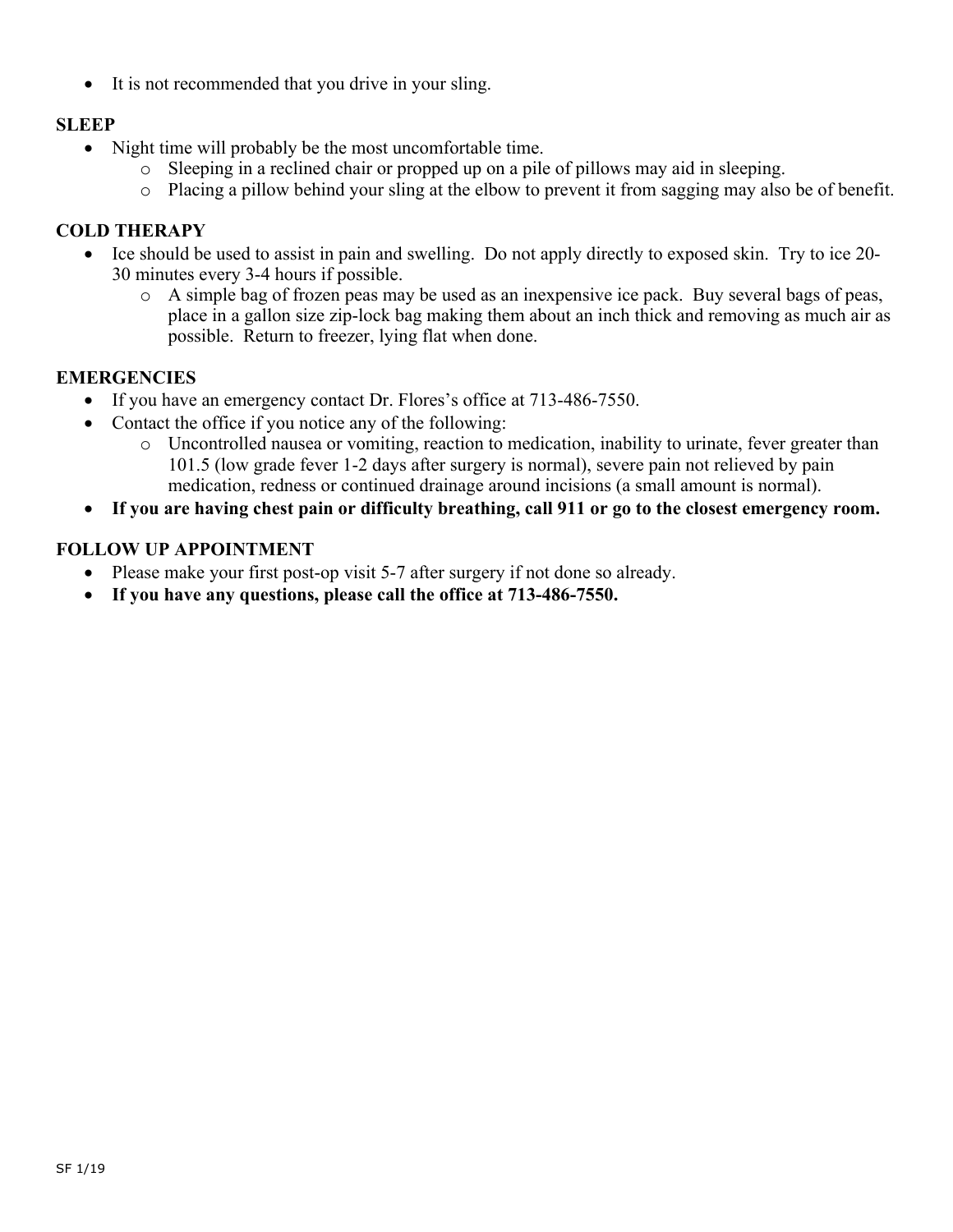- It is not recommended that you drive in your sling.

**SLEEP**

- Night time will probably be the most uncomfortable time.
  - Sleeping in a reclined chair or propped up on a pile of pillows may aid in sleeping.
  - Placing a pillow behind your sling at the elbow to prevent it from sagging may also be of benefit.

**COLD THERAPY**

- Ice should be used to assist in pain and swelling. Do not apply directly to exposed skin. Try to ice 20-30 minutes every 3-4 hours if possible.
  - A simple bag of frozen peas may be used as an inexpensive ice pack. Buy several bags of peas, place in a gallon size zip-lock bag making them about an inch thick and removing as much air as possible. Return to freezer, lying flat when done.

**EMERGENCIES**

- If you have an emergency contact Dr. Flores's office at 713-486-7550.
- Contact the office if you notice any of the following:
  - Uncontrolled nausea or vomiting, reaction to medication, inability to urinate, fever greater than 101.5 (low grade fever 1-2 days after surgery is normal), severe pain not relieved by pain medication, redness or continued drainage around incisions (a small amount is normal).
- **If you are having chest pain or difficulty breathing, call 911 or go to the closest emergency room.**

**FOLLOW UP APPOINTMENT**

- Please make your first post-op visit 5-7 after surgery if not done so already.
- **If you have any questions, please call the office at 713-486-7550.**

SF 1/19